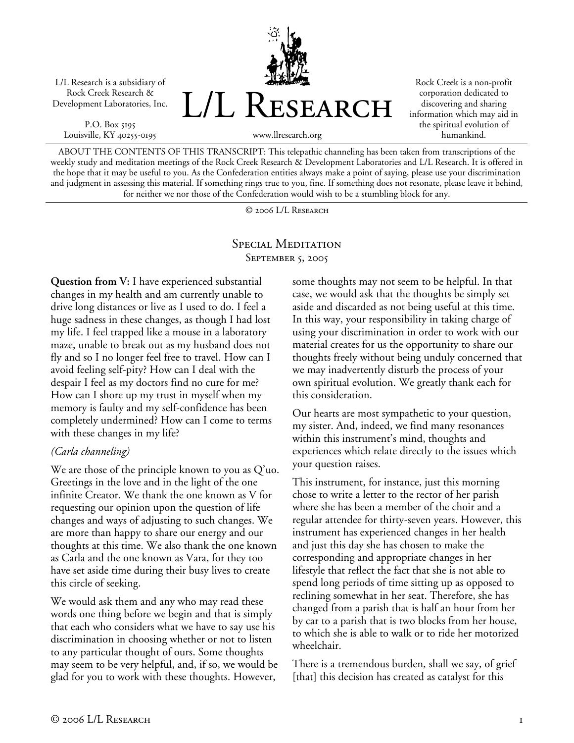L/L Research is a subsidiary of Rock Creek Research & Development Laboratories, Inc.

P.O. Box 5195
Louisville, KY 40255-0195

# L/L Research

www.llresearch.org

Rock Creek is a non-profit corporation dedicated to discovering and sharing information which may aid in the spiritual evolution of humankind.

ABOUT THE CONTENTS OF THIS TRANSCRIPT: This telepathic channeling has been taken from transcriptions of the weekly study and meditation meetings of the Rock Creek Research & Development Laboratories and L/L Research. It is offered in the hope that it may be useful to you. As the Confederation entities always make a point of saying, please use your discrimination and judgment in assessing this material. If something rings true to you, fine. If something does not resonate, please leave it behind, for neither we nor those of the Confederation would wish to be a stumbling block for any.

© 2006 L/L Research

## Special Meditation

September 5, 2005

**Question from V:** I have experienced substantial changes in my health and am currently unable to drive long distances or live as I used to do. I feel a huge sadness in these changes, as though I had lost my life. I feel trapped like a mouse in a laboratory maze, unable to break out as my husband does not fly and so I no longer feel free to travel. How can I avoid feeling self-pity? How can I deal with the despair I feel as my doctors find no cure for me? How can I shore up my trust in myself when my memory is faulty and my self-confidence has been completely undermined? How can I come to terms with these changes in my life?

*(Carla channeling)*

We are those of the principle known to you as Q'uo. Greetings in the love and in the light of the one infinite Creator. We thank the one known as V for requesting our opinion upon the question of life changes and ways of adjusting to such changes. We are more than happy to share our energy and our thoughts at this time. We also thank the one known as Carla and the one known as Vara, for they too have set aside time during their busy lives to create this circle of seeking.

We would ask them and any who may read these words one thing before we begin and that is simply that each who considers what we have to say use his discrimination in choosing whether or not to listen to any particular thought of ours. Some thoughts may seem to be very helpful, and, if so, we would be glad for you to work with these thoughts. However, some thoughts may not seem to be helpful. In that case, we would ask that the thoughts be simply set aside and discarded as not being useful at this time. In this way, your responsibility in taking charge of using your discrimination in order to work with our material creates for us the opportunity to share our thoughts freely without being unduly concerned that we may inadvertently disturb the process of your own spiritual evolution. We greatly thank each for this consideration.

Our hearts are most sympathetic to your question, my sister. And, indeed, we find many resonances within this instrument's mind, thoughts and experiences which relate directly to the issues which your question raises.

This instrument, for instance, just this morning chose to write a letter to the rector of her parish where she has been a member of the choir and a regular attendee for thirty-seven years. However, this instrument has experienced changes in her health and just this day she has chosen to make the corresponding and appropriate changes in her lifestyle that reflect the fact that she is not able to spend long periods of time sitting up as opposed to reclining somewhat in her seat. Therefore, she has changed from a parish that is half an hour from her by car to a parish that is two blocks from her house, to which she is able to walk or to ride her motorized wheelchair.

There is a tremendous burden, shall we say, of grief [that] this decision has created as catalyst for this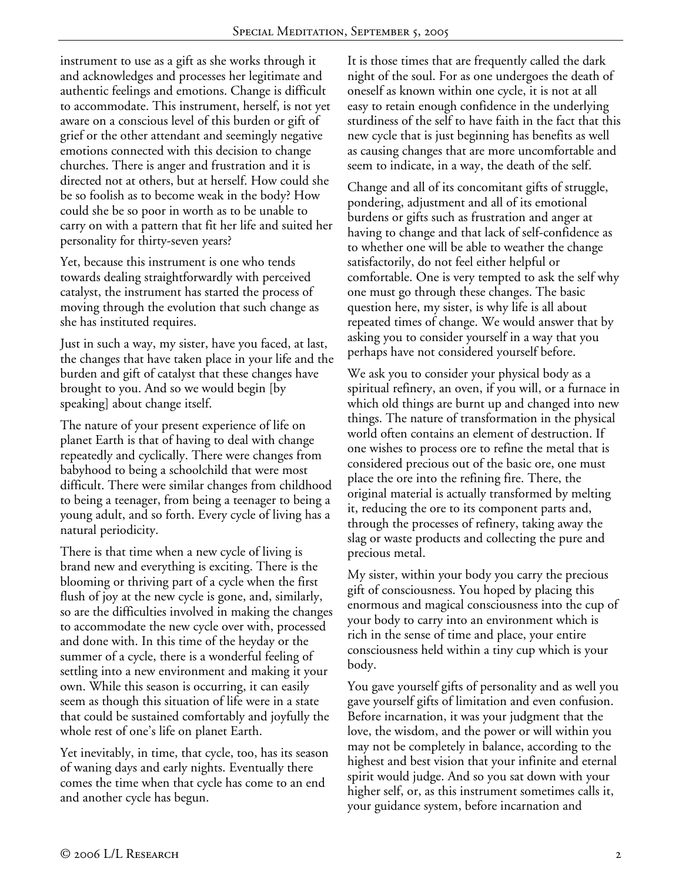instrument to use as a gift as she works through it and acknowledges and processes her legitimate and authentic feelings and emotions. Change is difficult to accommodate. This instrument, herself, is not yet aware on a conscious level of this burden or gift of grief or the other attendant and seemingly negative emotions connected with this decision to change churches. There is anger and frustration and it is directed not at others, but at herself. How could she be so foolish as to become weak in the body? How could she be so poor in worth as to be unable to carry on with a pattern that fit her life and suited her personality for thirty-seven years?

Yet, because this instrument is one who tends towards dealing straightforwardly with perceived catalyst, the instrument has started the process of moving through the evolution that such change as she has instituted requires.

Just in such a way, my sister, have you faced, at last, the changes that have taken place in your life and the burden and gift of catalyst that these changes have brought to you. And so we would begin [by speaking] about change itself.

The nature of your present experience of life on planet Earth is that of having to deal with change repeatedly and cyclically. There were changes from babyhood to being a schoolchild that were most difficult. There were similar changes from childhood to being a teenager, from being a teenager to being a young adult, and so forth. Every cycle of living has a natural periodicity.

There is that time when a new cycle of living is brand new and everything is exciting. There is the blooming or thriving part of a cycle when the first flush of joy at the new cycle is gone, and, similarly, so are the difficulties involved in making the changes to accommodate the new cycle over with, processed and done with. In this time of the heyday or the summer of a cycle, there is a wonderful feeling of settling into a new environment and making it your own. While this season is occurring, it can easily seem as though this situation of life were in a state that could be sustained comfortably and joyfully the whole rest of one's life on planet Earth.

Yet inevitably, in time, that cycle, too, has its season of waning days and early nights. Eventually there comes the time when that cycle has come to an end and another cycle has begun.

It is those times that are frequently called the dark night of the soul. For as one undergoes the death of oneself as known within one cycle, it is not at all easy to retain enough confidence in the underlying sturdiness of the self to have faith in the fact that this new cycle that is just beginning has benefits as well as causing changes that are more uncomfortable and seem to indicate, in a way, the death of the self.

Change and all of its concomitant gifts of struggle, pondering, adjustment and all of its emotional burdens or gifts such as frustration and anger at having to change and that lack of self-confidence as to whether one will be able to weather the change satisfactorily, do not feel either helpful or comfortable. One is very tempted to ask the self why one must go through these changes. The basic question here, my sister, is why life is all about repeated times of change. We would answer that by asking you to consider yourself in a way that you perhaps have not considered yourself before.

We ask you to consider your physical body as a spiritual refinery, an oven, if you will, or a furnace in which old things are burnt up and changed into new things. The nature of transformation in the physical world often contains an element of destruction. If one wishes to process ore to refine the metal that is considered precious out of the basic ore, one must place the ore into the refining fire. There, the original material is actually transformed by melting it, reducing the ore to its component parts and, through the processes of refinery, taking away the slag or waste products and collecting the pure and precious metal.

My sister, within your body you carry the precious gift of consciousness. You hoped by placing this enormous and magical consciousness into the cup of your body to carry into an environment which is rich in the sense of time and place, your entire consciousness held within a tiny cup which is your body.

You gave yourself gifts of personality and as well you gave yourself gifts of limitation and even confusion. Before incarnation, it was your judgment that the love, the wisdom, and the power or will within you may not be completely in balance, according to the highest and best vision that your infinite and eternal spirit would judge. And so you sat down with your higher self, or, as this instrument sometimes calls it, your guidance system, before incarnation and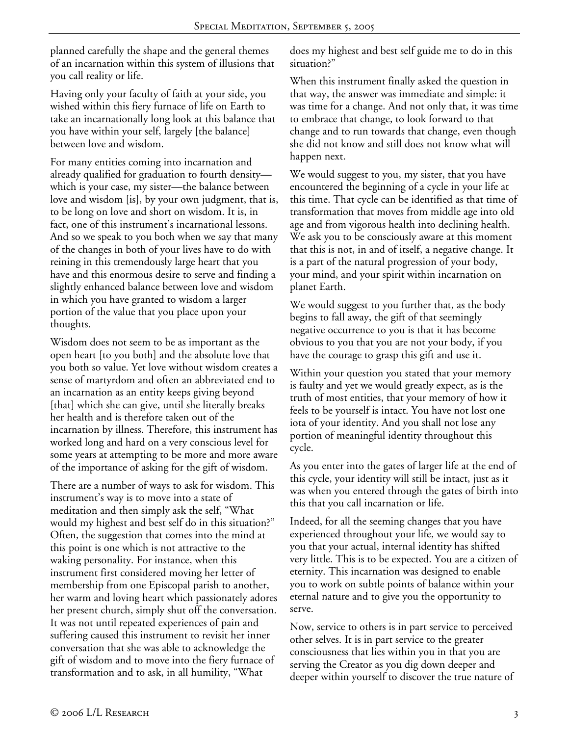planned carefully the shape and the general themes of an incarnation within this system of illusions that you call reality or life.

Having only your faculty of faith at your side, you wished within this fiery furnace of life on Earth to take an incarnationally long look at this balance that you have within your self, largely [the balance] between love and wisdom.

For many entities coming into incarnation and already qualified for graduation to fourth density—which is your case, my sister—the balance between love and wisdom [is], by your own judgment, that is, to be long on love and short on wisdom. It is, in fact, one of this instrument's incarnational lessons. And so we speak to you both when we say that many of the changes in both of your lives have to do with reining in this tremendously large heart that you have and this enormous desire to serve and finding a slightly enhanced balance between love and wisdom in which you have granted to wisdom a larger portion of the value that you place upon your thoughts.

Wisdom does not seem to be as important as the open heart [to you both] and the absolute love that you both so value. Yet love without wisdom creates a sense of martyrdom and often an abbreviated end to an incarnation as an entity keeps giving beyond [that] which she can give, until she literally breaks her health and is therefore taken out of the incarnation by illness. Therefore, this instrument has worked long and hard on a very conscious level for some years at attempting to be more and more aware of the importance of asking for the gift of wisdom.

There are a number of ways to ask for wisdom. This instrument's way is to move into a state of meditation and then simply ask the self, "What would my highest and best self do in this situation?" Often, the suggestion that comes into the mind at this point is one which is not attractive to the waking personality. For instance, when this instrument first considered moving her letter of membership from one Episcopal parish to another, her warm and loving heart which passionately adores her present church, simply shut off the conversation. It was not until repeated experiences of pain and suffering caused this instrument to revisit her inner conversation that she was able to acknowledge the gift of wisdom and to move into the fiery furnace of transformation and to ask, in all humility, "What does my highest and best self guide me to do in this situation?"

When this instrument finally asked the question in that way, the answer was immediate and simple: it was time for a change. And not only that, it was time to embrace that change, to look forward to that change and to run towards that change, even though she did not know and still does not know what will happen next.

We would suggest to you, my sister, that you have encountered the beginning of a cycle in your life at this time. That cycle can be identified as that time of transformation that moves from middle age into old age and from vigorous health into declining health. We ask you to be consciously aware at this moment that this is not, in and of itself, a negative change. It is a part of the natural progression of your body, your mind, and your spirit within incarnation on planet Earth.

We would suggest to you further that, as the body begins to fall away, the gift of that seemingly negative occurrence to you is that it has become obvious to you that you are not your body, if you have the courage to grasp this gift and use it.

Within your question you stated that your memory is faulty and yet we would greatly expect, as is the truth of most entities, that your memory of how it feels to be yourself is intact. You have not lost one iota of your identity. And you shall not lose any portion of meaningful identity throughout this cycle.

As you enter into the gates of larger life at the end of this cycle, your identity will still be intact, just as it was when you entered through the gates of birth into this that you call incarnation or life.

Indeed, for all the seeming changes that you have experienced throughout your life, we would say to you that your actual, internal identity has shifted very little. This is to be expected. You are a citizen of eternity. This incarnation was designed to enable you to work on subtle points of balance within your eternal nature and to give you the opportunity to serve.

Now, service to others is in part service to perceived other selves. It is in part service to the greater consciousness that lies within you in that you are serving the Creator as you dig down deeper and deeper within yourself to discover the true nature of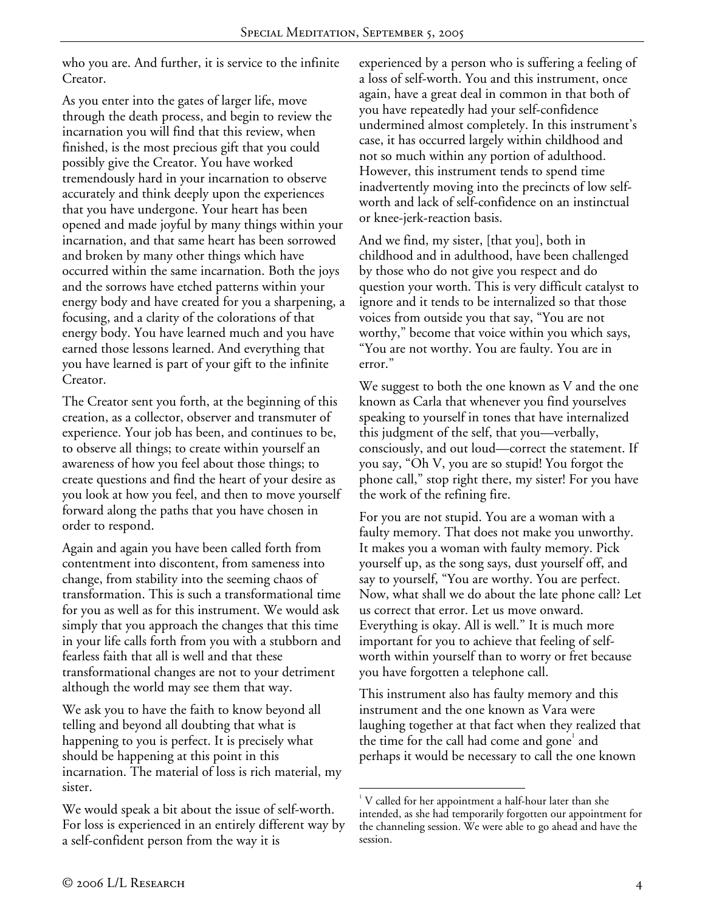who you are. And further, it is service to the infinite Creator.

As you enter into the gates of larger life, move through the death process, and begin to review the incarnation you will find that this review, when finished, is the most precious gift that you could possibly give the Creator. You have worked tremendously hard in your incarnation to observe accurately and think deeply upon the experiences that you have undergone. Your heart has been opened and made joyful by many things within your incarnation, and that same heart has been sorrowed and broken by many other things which have occurred within the same incarnation. Both the joys and the sorrows have etched patterns within your energy body and have created for you a sharpening, a focusing, and a clarity of the colorations of that energy body. You have learned much and you have earned those lessons learned. And everything that you have learned is part of your gift to the infinite Creator.

The Creator sent you forth, at the beginning of this creation, as a collector, observer and transmuter of experience. Your job has been, and continues to be, to observe all things; to create within yourself an awareness of how you feel about those things; to create questions and find the heart of your desire as you look at how you feel, and then to move yourself forward along the paths that you have chosen in order to respond.

Again and again you have been called forth from contentment into discontent, from sameness into change, from stability into the seeming chaos of transformation. This is such a transformational time for you as well as for this instrument. We would ask simply that you approach the changes that this time in your life calls forth from you with a stubborn and fearless faith that all is well and that these transformational changes are not to your detriment although the world may see them that way.

We ask you to have the faith to know beyond all telling and beyond all doubting that what is happening to you is perfect. It is precisely what should be happening at this point in this incarnation. The material of loss is rich material, my sister.

We would speak a bit about the issue of self-worth. For loss is experienced in an entirely different way by a self-confident person from the way it is experienced by a person who is suffering a feeling of a loss of self-worth. You and this instrument, once again, have a great deal in common in that both of you have repeatedly had your self-confidence undermined almost completely. In this instrument's case, it has occurred largely within childhood and not so much within any portion of adulthood. However, this instrument tends to spend time inadvertently moving into the precincts of low self-worth and lack of self-confidence on an instinctual or knee-jerk-reaction basis.

And we find, my sister, [that you], both in childhood and in adulthood, have been challenged by those who do not give you respect and do question your worth. This is very difficult catalyst to ignore and it tends to be internalized so that those voices from outside you that say, "You are not worthy," become that voice within you which says, "You are not worthy. You are faulty. You are in error."

We suggest to both the one known as V and the one known as Carla that whenever you find yourselves speaking to yourself in tones that have internalized this judgment of the self, that you—verbally, consciously, and out loud—correct the statement. If you say, "Oh V, you are so stupid! You forgot the phone call," stop right there, my sister! For you have the work of the refining fire.

For you are not stupid. You are a woman with a faulty memory. That does not make you unworthy. It makes you a woman with faulty memory. Pick yourself up, as the song says, dust yourself off, and say to yourself, "You are worthy. You are perfect. Now, what shall we do about the late phone call? Let us correct that error. Let us move onward. Everything is okay. All is well." It is much more important for you to achieve that feeling of self-worth within yourself than to worry or fret because you have forgotten a telephone call.

This instrument also has faulty memory and this instrument and the one known as Vara were laughing together at that fact when they realized that the time for the call had come and gone[1] and perhaps it would be necessary to call the one known

---

[1] V called for her appointment a half-hour later than she intended, as she had temporarily forgotten our appointment for the channeling session. We were able to go ahead and have the session.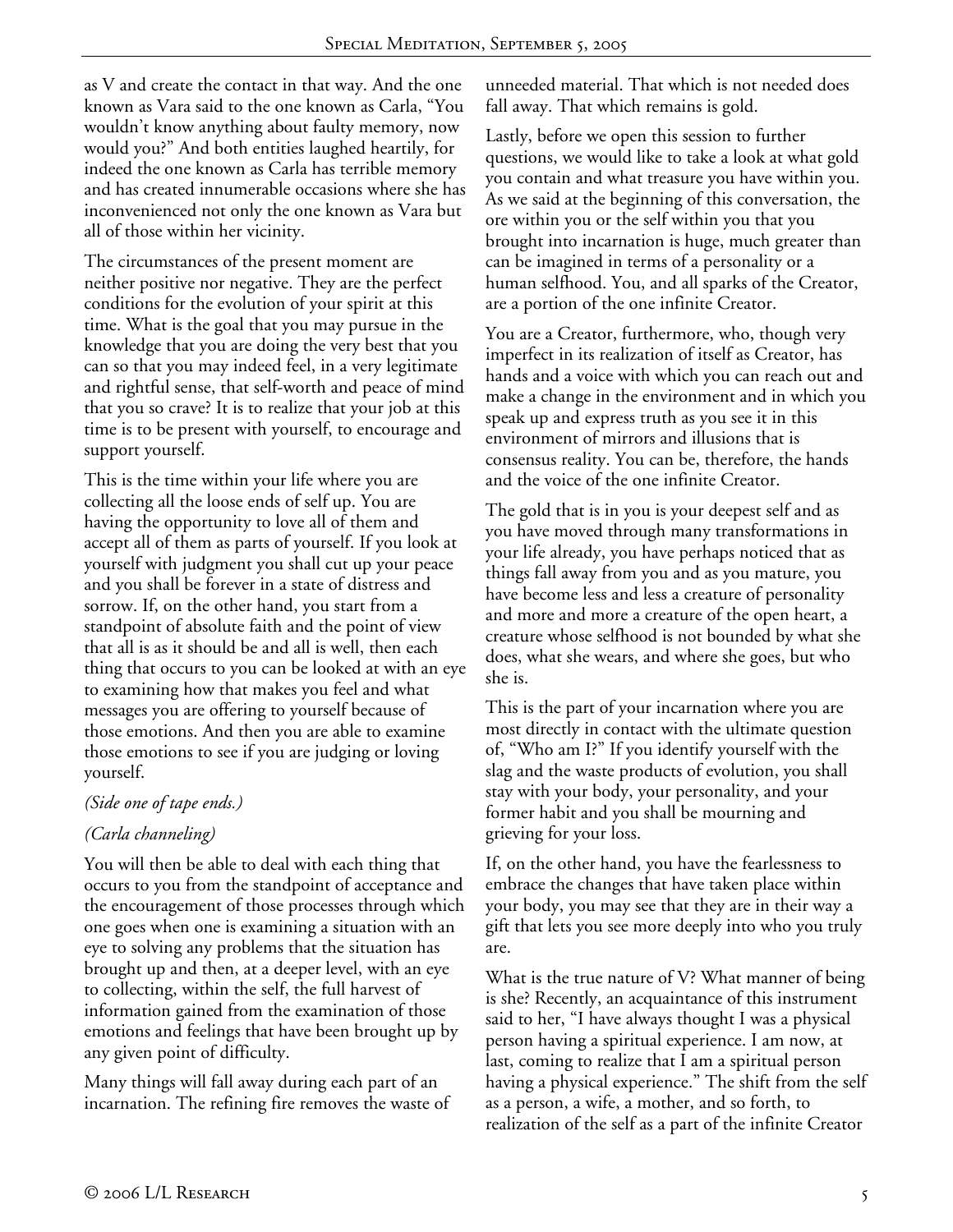as V and create the contact in that way. And the one known as Vara said to the one known as Carla, "You wouldn't know anything about faulty memory, now would you?" And both entities laughed heartily, for indeed the one known as Carla has terrible memory and has created innumerable occasions where she has inconvenienced not only the one known as Vara but all of those within her vicinity.

The circumstances of the present moment are neither positive nor negative. They are the perfect conditions for the evolution of your spirit at this time. What is the goal that you may pursue in the knowledge that you are doing the very best that you can so that you may indeed feel, in a very legitimate and rightful sense, that self-worth and peace of mind that you so crave? It is to realize that your job at this time is to be present with yourself, to encourage and support yourself.

This is the time within your life where you are collecting all the loose ends of self up. You are having the opportunity to love all of them and accept all of them as parts of yourself. If you look at yourself with judgment you shall cut up your peace and you shall be forever in a state of distress and sorrow. If, on the other hand, you start from a standpoint of absolute faith and the point of view that all is as it should be and all is well, then each thing that occurs to you can be looked at with an eye to examining how that makes you feel and what messages you are offering to yourself because of those emotions. And then you are able to examine those emotions to see if you are judging or loving yourself.

*(Side one of tape ends.)*

*(Carla channeling)*

You will then be able to deal with each thing that occurs to you from the standpoint of acceptance and the encouragement of those processes through which one goes when one is examining a situation with an eye to solving any problems that the situation has brought up and then, at a deeper level, with an eye to collecting, within the self, the full harvest of information gained from the examination of those emotions and feelings that have been brought up by any given point of difficulty.

Many things will fall away during each part of an incarnation. The refining fire removes the waste of unneeded material. That which is not needed does fall away. That which remains is gold.

Lastly, before we open this session to further questions, we would like to take a look at what gold you contain and what treasure you have within you. As we said at the beginning of this conversation, the ore within you or the self within you that you brought into incarnation is huge, much greater than can be imagined in terms of a personality or a human selfhood. You, and all sparks of the Creator, are a portion of the one infinite Creator.

You are a Creator, furthermore, who, though very imperfect in its realization of itself as Creator, has hands and a voice with which you can reach out and make a change in the environment and in which you speak up and express truth as you see it in this environment of mirrors and illusions that is consensus reality. You can be, therefore, the hands and the voice of the one infinite Creator.

The gold that is in you is your deepest self and as you have moved through many transformations in your life already, you have perhaps noticed that as things fall away from you and as you mature, you have become less and less a creature of personality and more and more a creature of the open heart, a creature whose selfhood is not bounded by what she does, what she wears, and where she goes, but who she is.

This is the part of your incarnation where you are most directly in contact with the ultimate question of, "Who am I?" If you identify yourself with the slag and the waste products of evolution, you shall stay with your body, your personality, and your former habit and you shall be mourning and grieving for your loss.

If, on the other hand, you have the fearlessness to embrace the changes that have taken place within your body, you may see that they are in their way a gift that lets you see more deeply into who you truly are.

What is the true nature of V? What manner of being is she? Recently, an acquaintance of this instrument said to her, "I have always thought I was a physical person having a spiritual experience. I am now, at last, coming to realize that I am a spiritual person having a physical experience." The shift from the self as a person, a wife, a mother, and so forth, to realization of the self as a part of the infinite Creator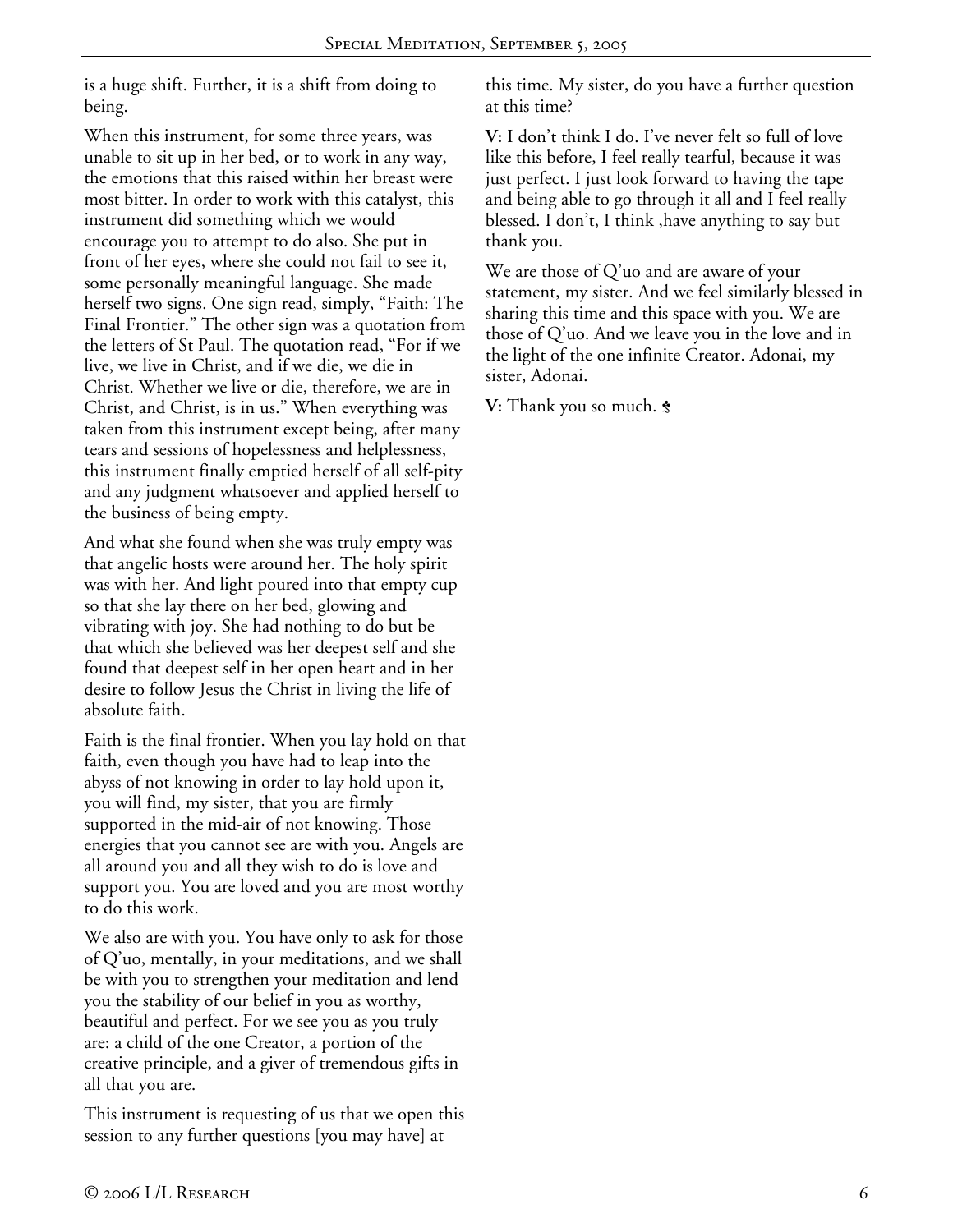is a huge shift. Further, it is a shift from doing to being.

When this instrument, for some three years, was unable to sit up in her bed, or to work in any way, the emotions that this raised within her breast were most bitter. In order to work with this catalyst, this instrument did something which we would encourage you to attempt to do also. She put in front of her eyes, where she could not fail to see it, some personally meaningful language. She made herself two signs. One sign read, simply, "Faith: The Final Frontier." The other sign was a quotation from the letters of St Paul. The quotation read, "For if we live, we live in Christ, and if we die, we die in Christ. Whether we live or die, therefore, we are in Christ, and Christ, is in us." When everything was taken from this instrument except being, after many tears and sessions of hopelessness and helplessness, this instrument finally emptied herself of all self-pity and any judgment whatsoever and applied herself to the business of being empty.

And what she found when she was truly empty was that angelic hosts were around her. The holy spirit was with her. And light poured into that empty cup so that she lay there on her bed, glowing and vibrating with joy. She had nothing to do but be that which she believed was her deepest self and she found that deepest self in her open heart and in her desire to follow Jesus the Christ in living the life of absolute faith.

Faith is the final frontier. When you lay hold on that faith, even though you have had to leap into the abyss of not knowing in order to lay hold upon it, you will find, my sister, that you are firmly supported in the mid-air of not knowing. Those energies that you cannot see are with you. Angels are all around you and all they wish to do is love and support you. You are loved and you are most worthy to do this work.

We also are with you. You have only to ask for those of Q'uo, mentally, in your meditations, and we shall be with you to strengthen your meditation and lend you the stability of our belief in you as worthy, beautiful and perfect. For we see you as you truly are: a child of the one Creator, a portion of the creative principle, and a giver of tremendous gifts in all that you are.

This instrument is requesting of us that we open this session to any further questions [you may have] at this time. My sister, do you have a further question at this time?

**V:** I don't think I do. I've never felt so full of love like this before, I feel really tearful, because it was just perfect. I just look forward to having the tape and being able to go through it all and I feel really blessed. I don't, I think ,have anything to say but thank you.

We are those of Q'uo and are aware of your statement, my sister. And we feel similarly blessed in sharing this time and this space with you. We are those of Q'uo. And we leave you in the love and in the light of the one infinite Creator. Adonai, my sister, Adonai.

**V:** Thank you so much.

© 2006 L/L Research